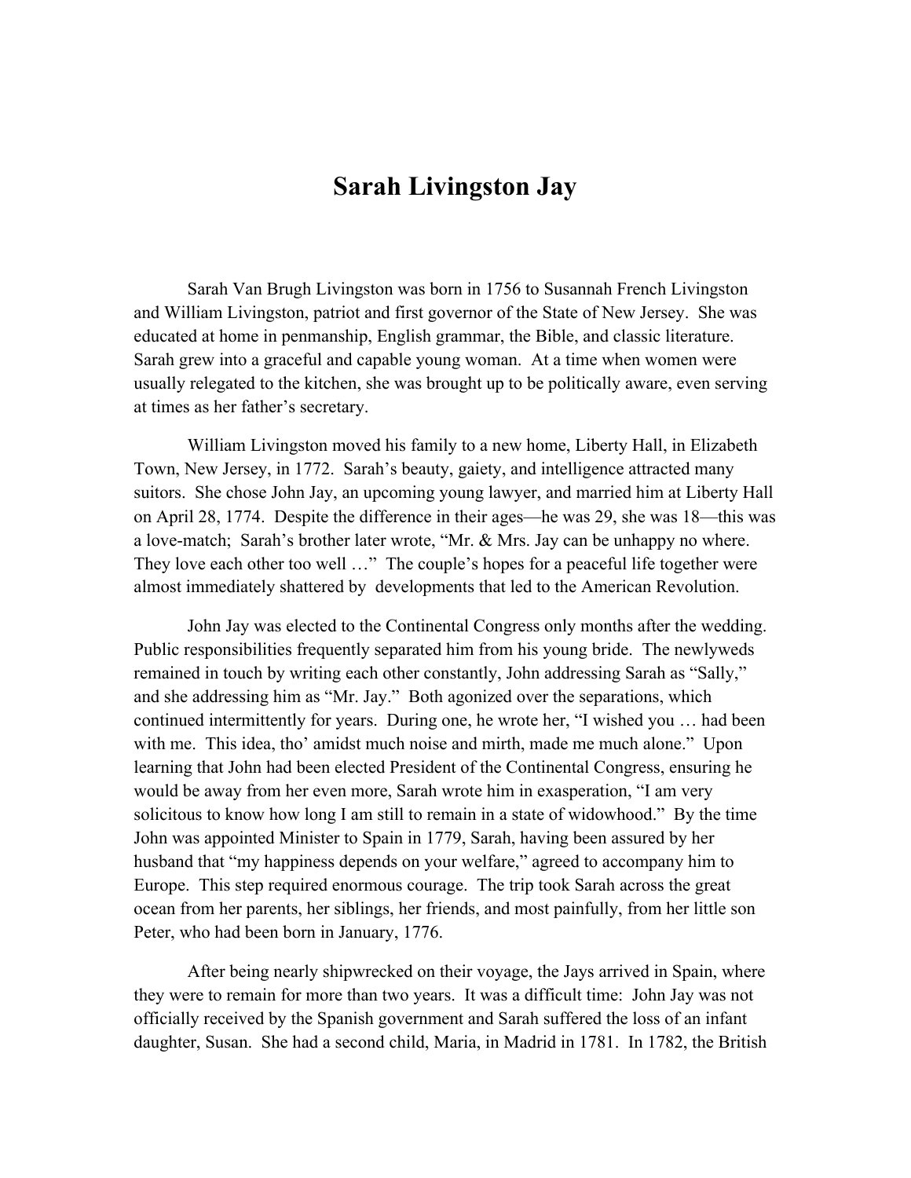# Sarah Livingston Jay

Sarah Van Brugh Livingston was born in 1756 to Susannah French Livingston and William Livingston, patriot and first governor of the State of New Jersey. She was educated at home in penmanship, English grammar, the Bible, and classic literature. Sarah grew into a graceful and capable young woman. At a time when women were usually relegated to the kitchen, she was brought up to be politically aware, even serving at times as her father's secretary.

William Livingston moved his family to a new home, Liberty Hall, in Elizabeth Town, New Jersey, in 1772. Sarah's beauty, gaiety, and intelligence attracted many suitors. She chose John Jay, an upcoming young lawyer, and married him at Liberty Hall on April 28, 1774. Despite the difference in their ages—he was 29, she was 18—this was a love-match; Sarah's brother later wrote, "Mr. & Mrs. Jay can be unhappy no where. They love each other too well …" The couple's hopes for a peaceful life together were almost immediately shattered by developments that led to the American Revolution.

John Jay was elected to the Continental Congress only months after the wedding. Public responsibilities frequently separated him from his young bride. The newlyweds remained in touch by writing each other constantly, John addressing Sarah as "Sally," and she addressing him as "Mr. Jay." Both agonized over the separations, which continued intermittently for years. During one, he wrote her, "I wished you … had been with me. This idea, tho' amidst much noise and mirth, made me much alone." Upon learning that John had been elected President of the Continental Congress, ensuring he would be away from her even more, Sarah wrote him in exasperation, "I am very solicitous to know how long I am still to remain in a state of widowhood." By the time John was appointed Minister to Spain in 1779, Sarah, having been assured by her husband that "my happiness depends on your welfare," agreed to accompany him to Europe. This step required enormous courage. The trip took Sarah across the great ocean from her parents, her siblings, her friends, and most painfully, from her little son Peter, who had been born in January, 1776.

After being nearly shipwrecked on their voyage, the Jays arrived in Spain, where they were to remain for more than two years. It was a difficult time: John Jay was not officially received by the Spanish government and Sarah suffered the loss of an infant daughter, Susan. She had a second child, Maria, in Madrid in 1781. In 1782, the British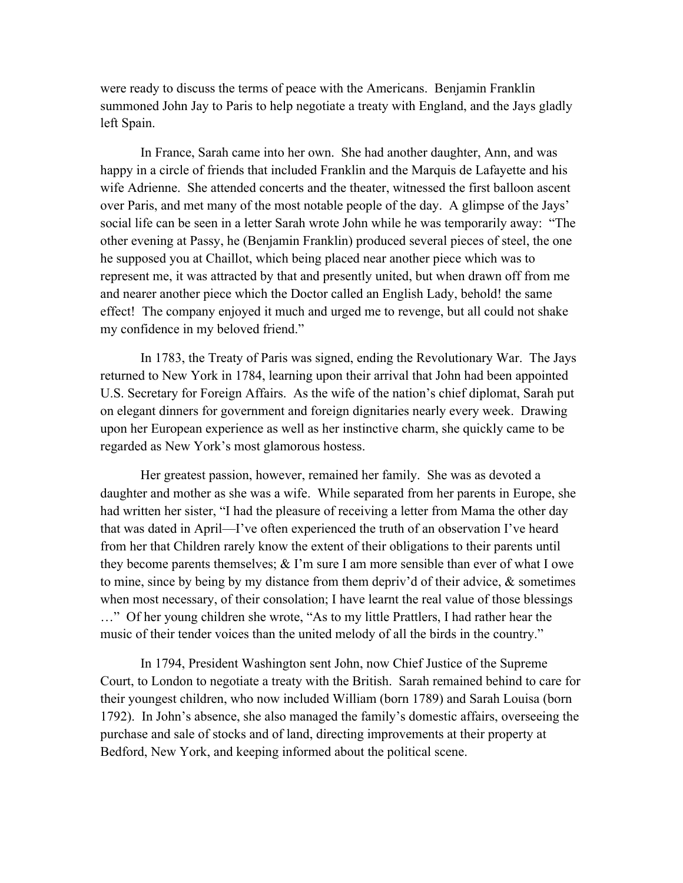were ready to discuss the terms of peace with the Americans. Benjamin Franklin summoned John Jay to Paris to help negotiate a treaty with England, and the Jays gladly left Spain.

In France, Sarah came into her own. She had another daughter, Ann, and was happy in a circle of friends that included Franklin and the Marquis de Lafayette and his wife Adrienne. She attended concerts and the theater, witnessed the first balloon ascent over Paris, and met many of the most notable people of the day. A glimpse of the Jays' social life can be seen in a letter Sarah wrote John while he was temporarily away: "The other evening at Passy, he (Benjamin Franklin) produced several pieces of steel, the one he supposed you at Chaillot, which being placed near another piece which was to represent me, it was attracted by that and presently united, but when drawn off from me and nearer another piece which the Doctor called an English Lady, behold! the same effect! The company enjoyed it much and urged me to revenge, but all could not shake my confidence in my beloved friend."

In 1783, the Treaty of Paris was signed, ending the Revolutionary War. The Jays returned to New York in 1784, learning upon their arrival that John had been appointed U.S. Secretary for Foreign Affairs. As the wife of the nation's chief diplomat, Sarah put on elegant dinners for government and foreign dignitaries nearly every week. Drawing upon her European experience as well as her instinctive charm, she quickly came to be regarded as New York's most glamorous hostess.

Her greatest passion, however, remained her family. She was as devoted a daughter and mother as she was a wife. While separated from her parents in Europe, she had written her sister, "I had the pleasure of receiving a letter from Mama the other day that was dated in April—I've often experienced the truth of an observation I've heard from her that Children rarely know the extent of their obligations to their parents until they become parents themselves; & I'm sure I am more sensible than ever of what I owe to mine, since by being by my distance from them depriv'd of their advice, & sometimes when most necessary, of their consolation; I have learnt the real value of those blessings …" Of her young children she wrote, "As to my little Prattlers, I had rather hear the music of their tender voices than the united melody of all the birds in the country."

In 1794, President Washington sent John, now Chief Justice of the Supreme Court, to London to negotiate a treaty with the British. Sarah remained behind to care for their youngest children, who now included William (born 1789) and Sarah Louisa (born 1792). In John's absence, she also managed the family's domestic affairs, overseeing the purchase and sale of stocks and of land, directing improvements at their property at Bedford, New York, and keeping informed about the political scene.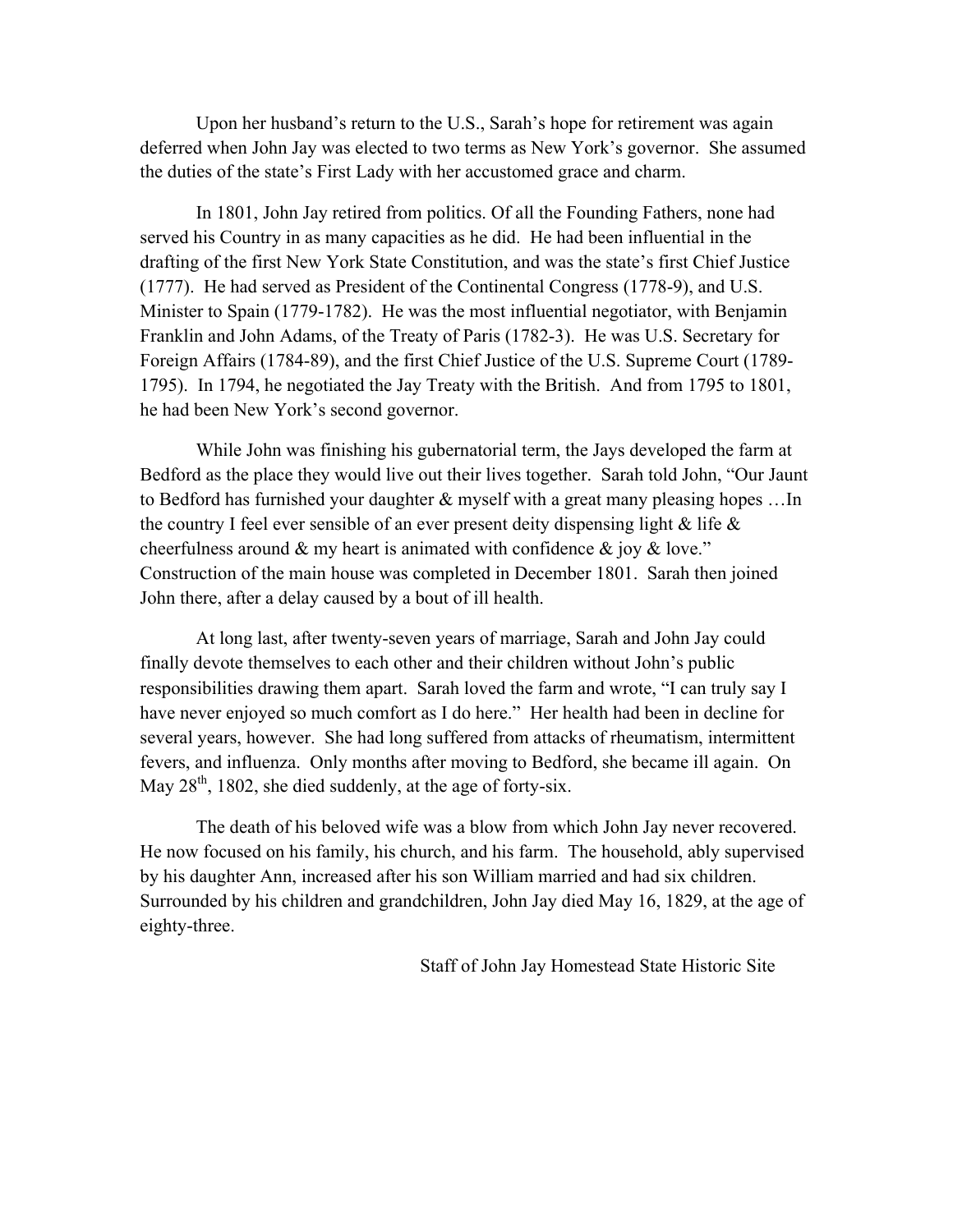Upon her husband's return to the U.S., Sarah's hope for retirement was again deferred when John Jay was elected to two terms as New York's governor. She assumed the duties of the state's First Lady with her accustomed grace and charm.

In 1801, John Jay retired from politics. Of all the Founding Fathers, none had served his Country in as many capacities as he did. He had been influential in the drafting of the first New York State Constitution, and was the state's first Chief Justice (1777). He had served as President of the Continental Congress (1778-9), and U.S. Minister to Spain (1779-1782). He was the most influential negotiator, with Benjamin Franklin and John Adams, of the Treaty of Paris (1782-3). He was U.S. Secretary for Foreign Affairs (1784-89), and the first Chief Justice of the U.S. Supreme Court (1789-1795). In 1794, he negotiated the Jay Treaty with the British. And from 1795 to 1801, he had been New York's second governor.

While John was finishing his gubernatorial term, the Jays developed the farm at Bedford as the place they would live out their lives together. Sarah told John, "Our Jaunt to Bedford has furnished your daughter & myself with a great many pleasing hopes …In the country I feel ever sensible of an ever present deity dispensing light & life & cheerfulness around & my heart is animated with confidence & joy & love." Construction of the main house was completed in December 1801. Sarah then joined John there, after a delay caused by a bout of ill health.

At long last, after twenty-seven years of marriage, Sarah and John Jay could finally devote themselves to each other and their children without John's public responsibilities drawing them apart. Sarah loved the farm and wrote, "I can truly say I have never enjoyed so much comfort as I do here." Her health had been in decline for several years, however. She had long suffered from attacks of rheumatism, intermittent fevers, and influenza. Only months after moving to Bedford, she became ill again. On May 28th, 1802, she died suddenly, at the age of forty-six.

The death of his beloved wife was a blow from which John Jay never recovered. He now focused on his family, his church, and his farm. The household, ably supervised by his daughter Ann, increased after his son William married and had six children. Surrounded by his children and grandchildren, John Jay died May 16, 1829, at the age of eighty-three.

Staff of John Jay Homestead State Historic Site